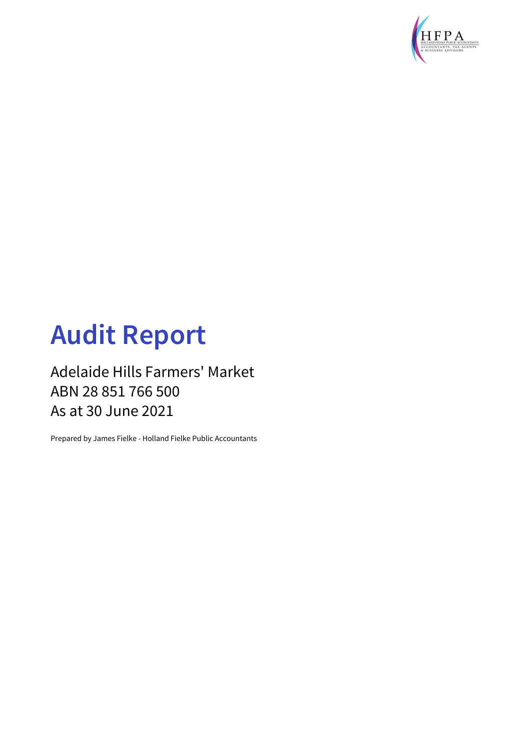# Audit Report

Adelaide Hills Farmers' Market
ABN 28 851 766 500
As at 30 June 2021

Prepared by James Fielke - Holland Fielke Public Accountants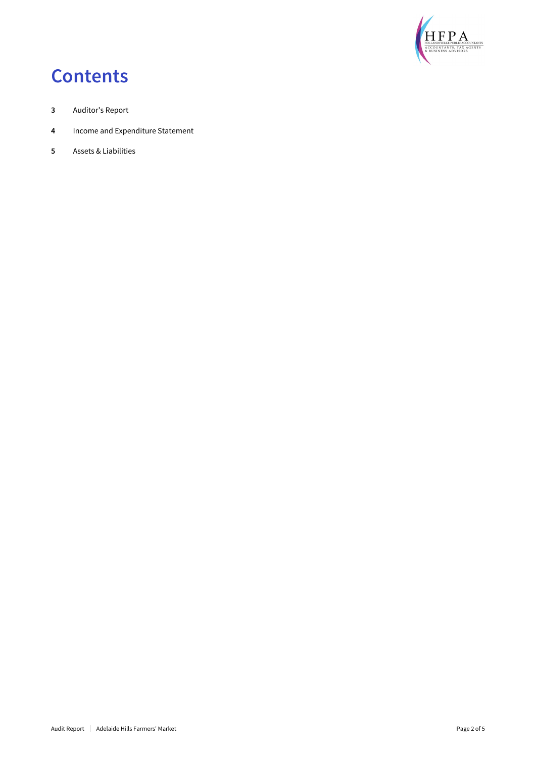# Contents

**3** Auditor's Report

**4** Income and Expenditure Statement

**5** Assets & Liabilities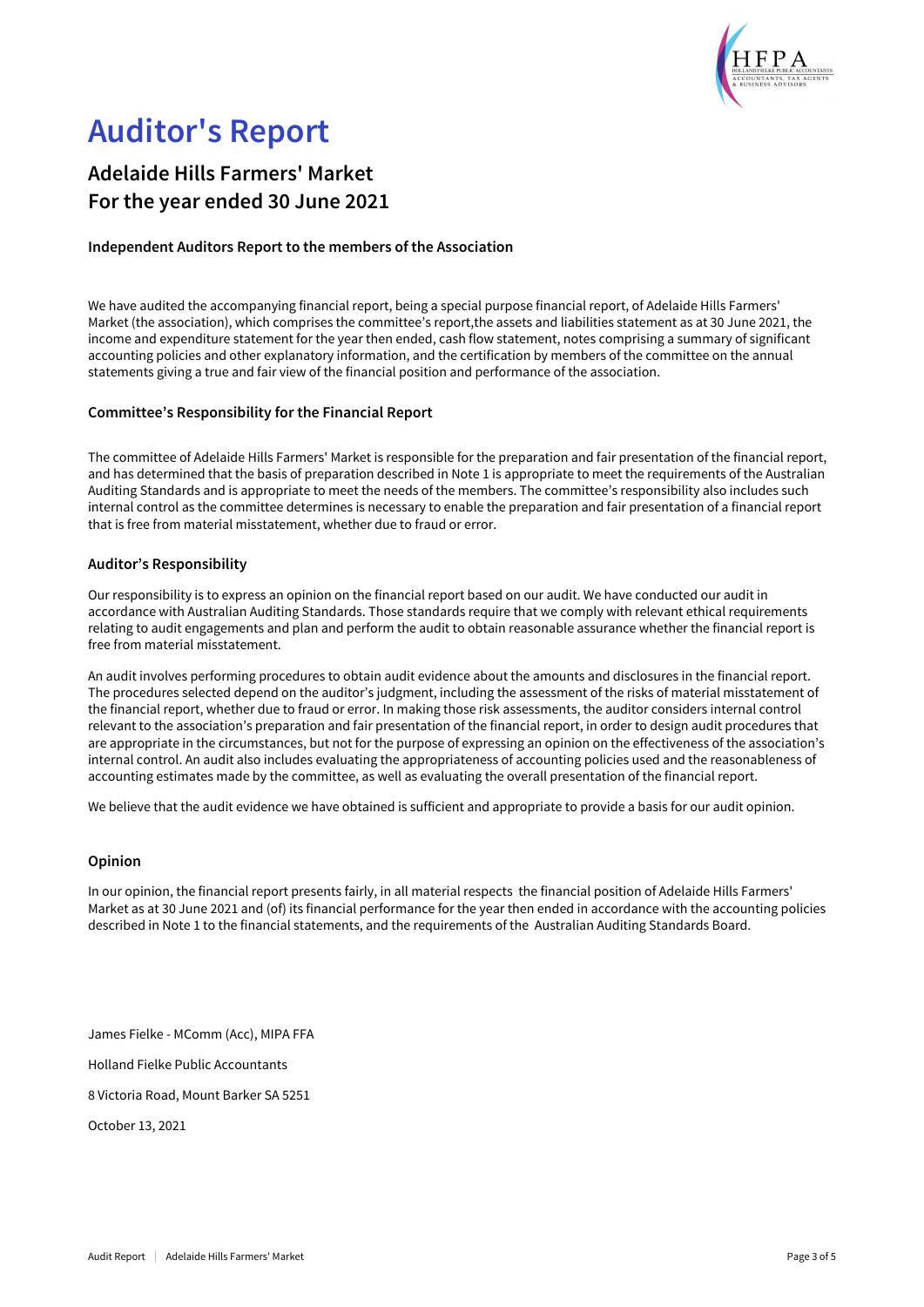# Auditor's Report

## Adelaide Hills Farmers' Market
## For the year ended 30 June 2021

### Independent Auditors Report to the members of the Association

We have audited the accompanying financial report, being a special purpose financial report, of Adelaide Hills Farmers' Market (the association), which comprises the committee's report,the assets and liabilities statement as at 30 June 2021, the income and expenditure statement for the year then ended, cash flow statement, notes comprising a summary of significant accounting policies and other explanatory information, and the certification by members of the committee on the annual statements giving a true and fair view of the financial position and performance of the association.

### Committee's Responsibility for the Financial Report

The committee of Adelaide Hills Farmers' Market is responsible for the preparation and fair presentation of the financial report, and has determined that the basis of preparation described in Note 1 is appropriate to meet the requirements of the Australian Auditing Standards and is appropriate to meet the needs of the members. The committee's responsibility also includes such internal control as the committee determines is necessary to enable the preparation and fair presentation of a financial report that is free from material misstatement, whether due to fraud or error.

### Auditor's Responsibility

Our responsibility is to express an opinion on the financial report based on our audit. We have conducted our audit in accordance with Australian Auditing Standards. Those standards require that we comply with relevant ethical requirements relating to audit engagements and plan and perform the audit to obtain reasonable assurance whether the financial report is free from material misstatement.

An audit involves performing procedures to obtain audit evidence about the amounts and disclosures in the financial report. The procedures selected depend on the auditor's judgment, including the assessment of the risks of material misstatement of the financial report, whether due to fraud or error. In making those risk assessments, the auditor considers internal control relevant to the association's preparation and fair presentation of the financial report, in order to design audit procedures that are appropriate in the circumstances, but not for the purpose of expressing an opinion on the effectiveness of the association's internal control. An audit also includes evaluating the appropriateness of accounting policies used and the reasonableness of accounting estimates made by the committee, as well as evaluating the overall presentation of the financial report.

We believe that the audit evidence we have obtained is sufficient and appropriate to provide a basis for our audit opinion.

### Opinion

In our opinion, the financial report presents fairly, in all material respects the financial position of Adelaide Hills Farmers' Market as at 30 June 2021 and (of) its financial performance for the year then ended in accordance with the accounting policies described in Note 1 to the financial statements, and the requirements of the Australian Auditing Standards Board.

James Fielke - MComm (Acc), MIPA FFA

Holland Fielke Public Accountants

8 Victoria Road, Mount Barker SA 5251

October 13, 2021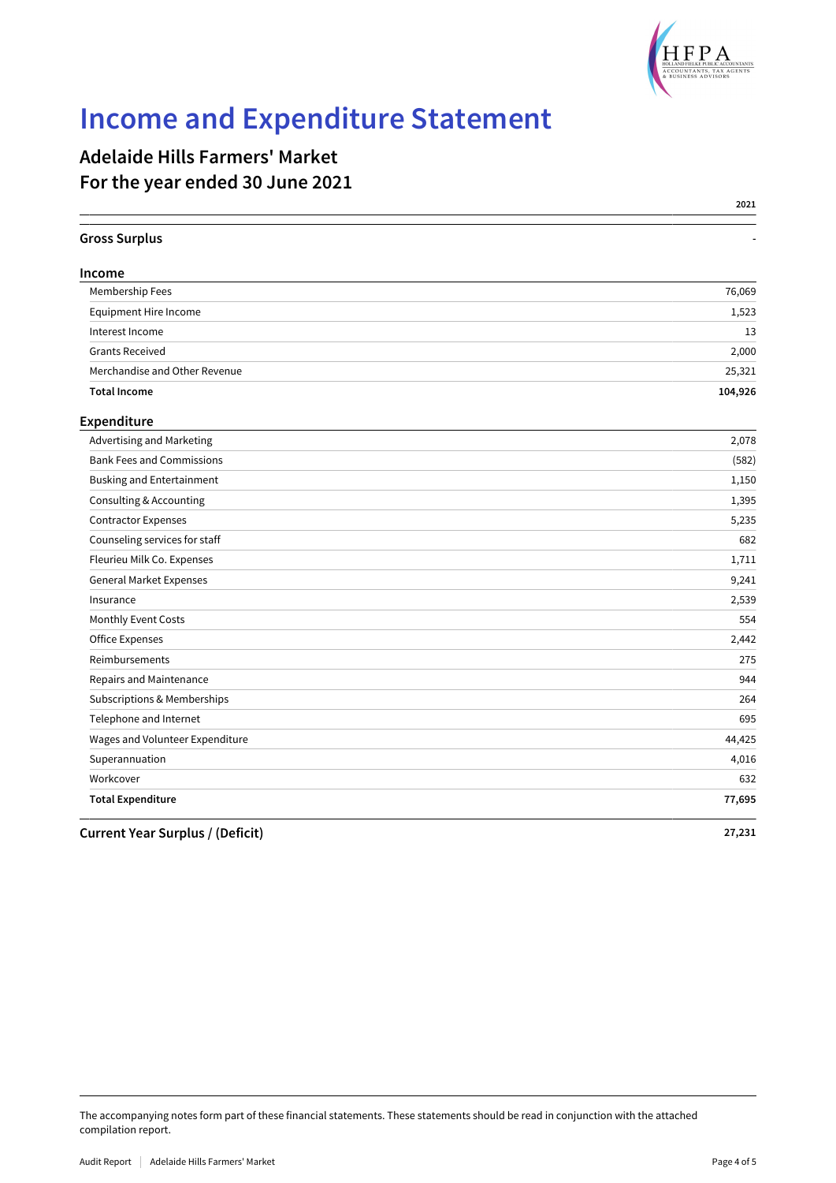# Income and Expenditure Statement

## Adelaide Hills Farmers' Market
## For the year ended 30 June 2021

| | 2021 |
|---|---:|
| **Gross Surplus** | - |
| **Income** | |
| Membership Fees | 76,069 |
| Equipment Hire Income | 1,523 |
| Interest Income | 13 |
| Grants Received | 2,000 |
| Merchandise and Other Revenue | 25,321 |
| **Total Income** | **104,926** |
| **Expenditure** | |
| Advertising and Marketing | 2,078 |
| Bank Fees and Commissions | (582) |
| Busking and Entertainment | 1,150 |
| Consulting & Accounting | 1,395 |
| Contractor Expenses | 5,235 |
| Counseling services for staff | 682 |
| Fleurieu Milk Co. Expenses | 1,711 |
| General Market Expenses | 9,241 |
| Insurance | 2,539 |
| Monthly Event Costs | 554 |
| Office Expenses | 2,442 |
| Reimbursements | 275 |
| Repairs and Maintenance | 944 |
| Subscriptions & Memberships | 264 |
| Telephone and Internet | 695 |
| Wages and Volunteer Expenditure | 44,425 |
| Superannuation | 4,016 |
| Workcover | 632 |
| **Total Expenditure** | **77,695** |
| **Current Year Surplus / (Deficit)** | **27,231** |

The accompanying notes form part of these financial statements. These statements should be read in conjunction with the attached compilation report.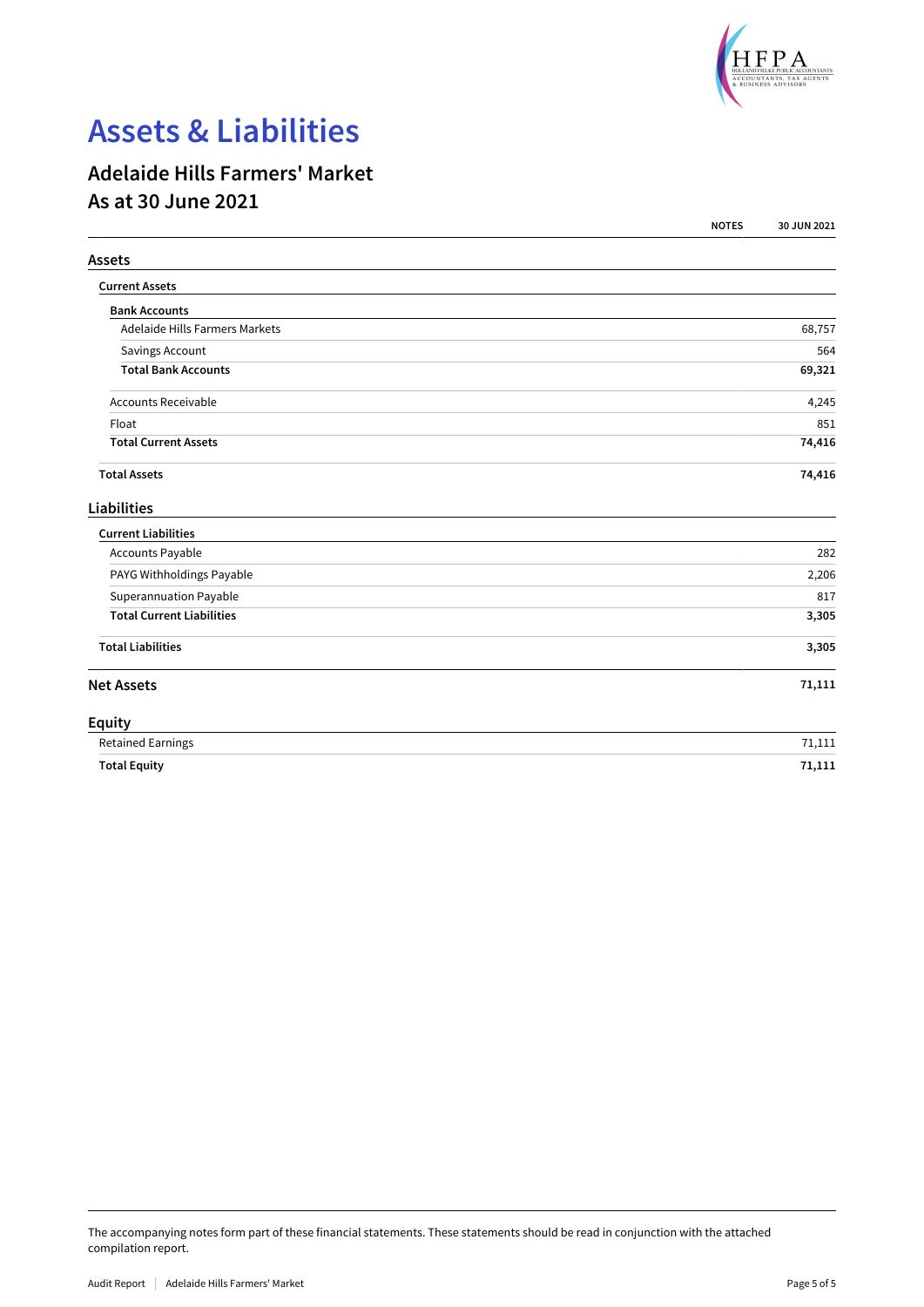# Assets & Liabilities

## Adelaide Hills Farmers' Market
## As at 30 June 2021

| | NOTES | 30 JUN 2021 |
|---|---|---|
| **Assets** | | |
| **Current Assets** | | |
| **Bank Accounts** | | |
| Adelaide Hills Farmers Markets | | 68,757 |
| Savings Account | | 564 |
| **Total Bank Accounts** | | **69,321** |
| Accounts Receivable | | 4,245 |
| Float | | 851 |
| **Total Current Assets** | | **74,416** |
| **Total Assets** | | **74,416** |
| **Liabilities** | | |
| **Current Liabilities** | | |
| Accounts Payable | | 282 |
| PAYG Withholdings Payable | | 2,206 |
| Superannuation Payable | | 817 |
| **Total Current Liabilities** | | **3,305** |
| **Total Liabilities** | | **3,305** |
| **Net Assets** | | **71,111** |
| **Equity** | | |
| Retained Earnings | | 71,111 |
| **Total Equity** | | **71,111** |

The accompanying notes form part of these financial statements. These statements should be read in conjunction with the attached compilation report.